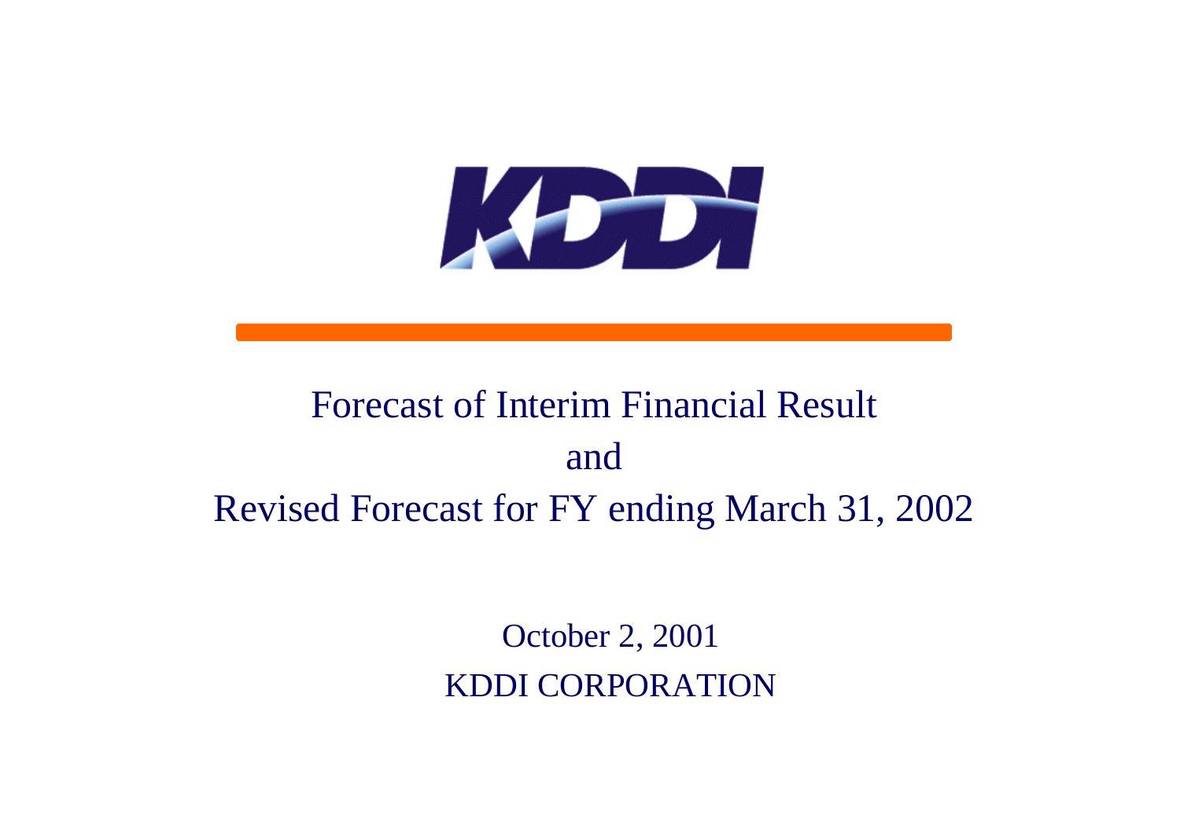KDDI

# Forecast of Interim Financial Result
# and
# Revised Forecast for FY ending March 31, 2002

October 2, 2001

KDDI CORPORATION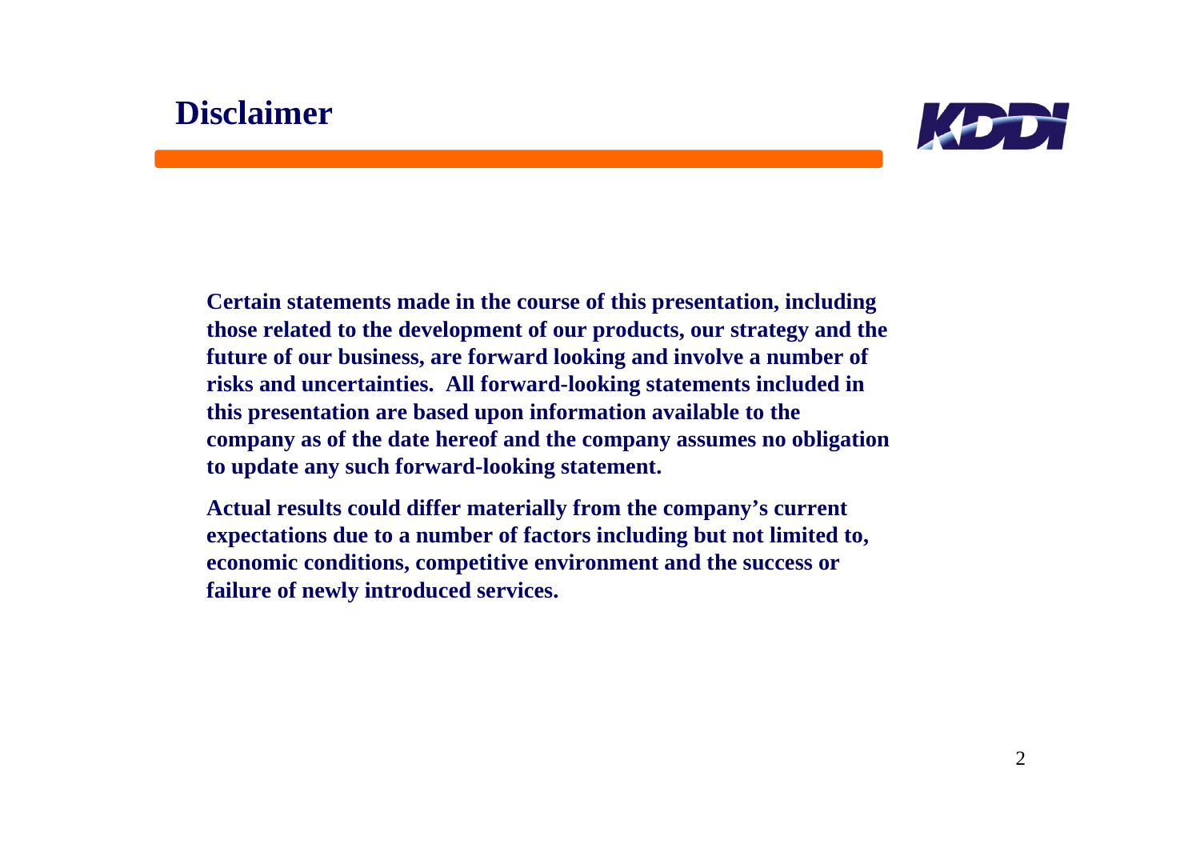# Disclaimer

**Certain statements made in the course of this presentation, including those related to the development of our products, our strategy and the future of our business, are forward looking and involve a number of risks and uncertainties. All forward-looking statements included in this presentation are based upon information available to the company as of the date hereof and the company assumes no obligation to update any such forward-looking statement.**

**Actual results could differ materially from the company's current expectations due to a number of factors including but not limited to, economic conditions, competitive environment and the success or failure of newly introduced services.**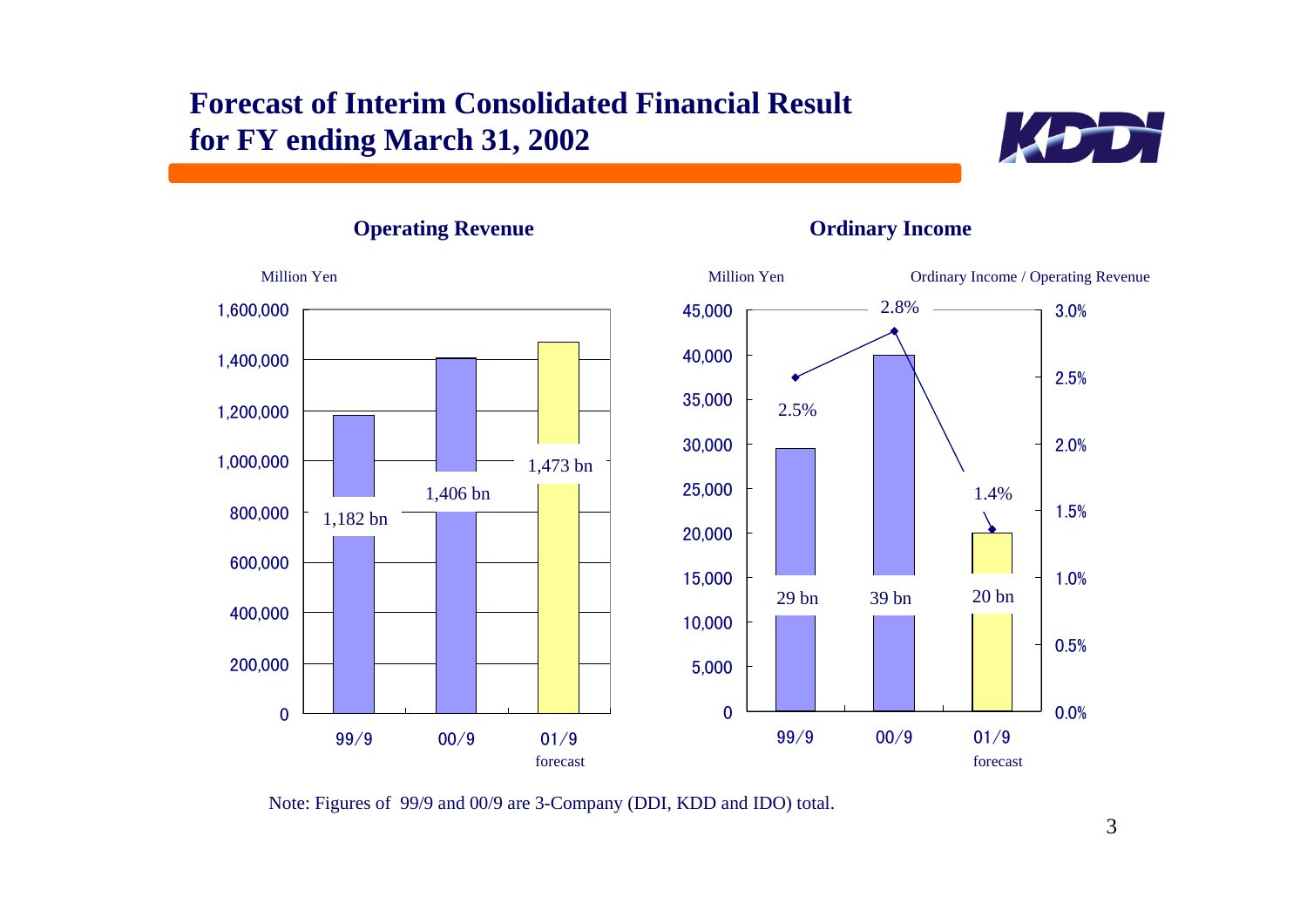# Forecast of Interim Consolidated Financial Result for FY ending March 31, 2002

## Operating Revenue

Million Yen

| | 99/9 | 00/9 | 01/9 forecast |
|---|---|---|---|
| Operating Revenue | 1,182 bn | 1,406 bn | 1,473 bn |

## Ordinary Income

Million Yen / Ordinary Income / Operating Revenue

| | 99/9 | 00/9 | 01/9 forecast |
|---|---|---|---|
| Ordinary Income | 29 bn | 39 bn | 20 bn |
| Ordinary Income / Operating Revenue | 2.5% | 2.8% | 1.4% |

Note: Figures of 99/9 and 00/9 are 3-Company (DDI, KDD and IDO) total.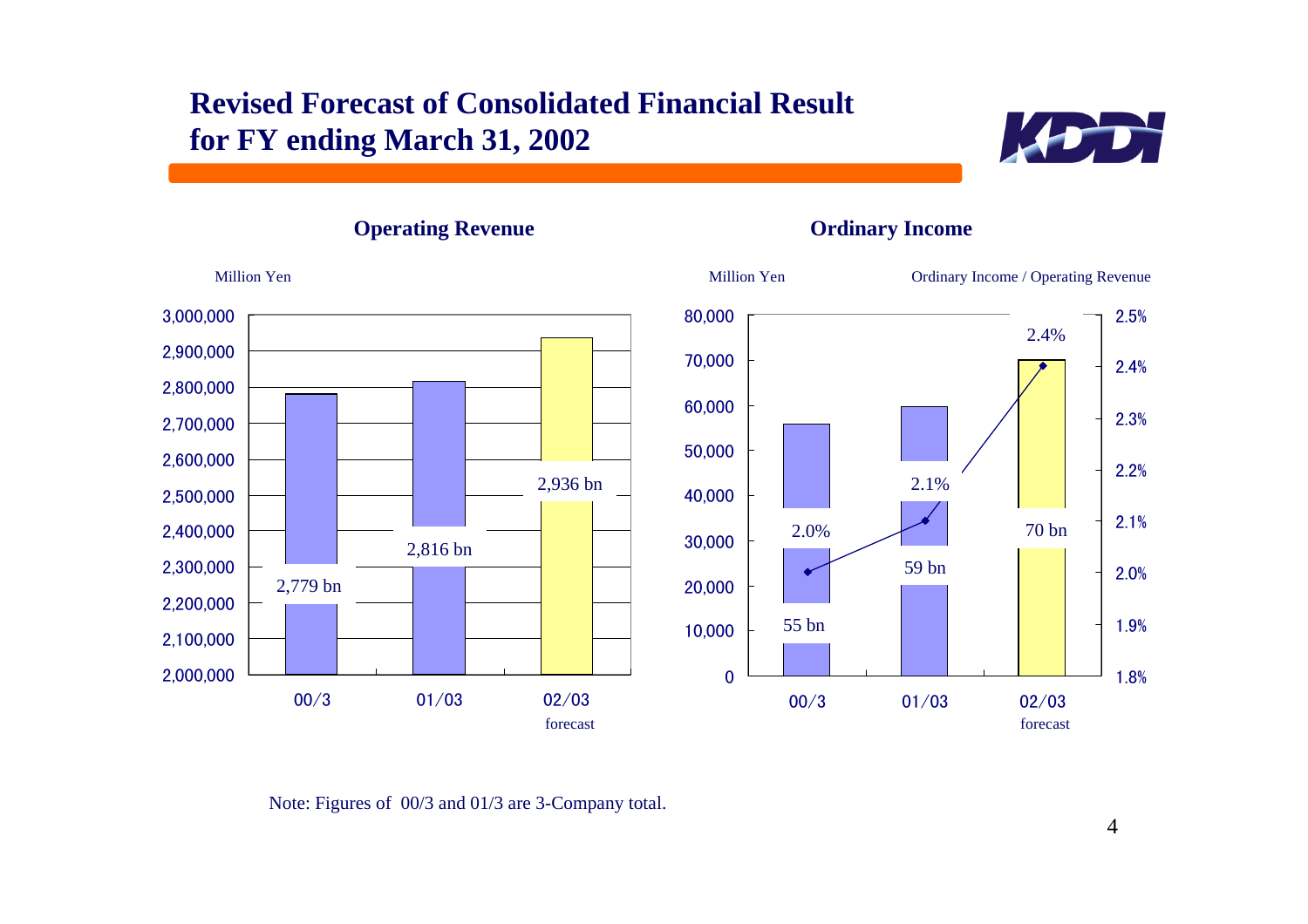# Revised Forecast of Consolidated Financial Result for FY ending March 31, 2002

### Operating Revenue

Million Yen

| | 00/3 | 01/03 | 02/03 forecast |
|---|---|---|---|
| Operating Revenue | 2,779 bn | 2,816 bn | 2,936 bn |

### Ordinary Income

Million Yen / Ordinary Income / Operating Revenue

| | 00/3 | 01/03 | 02/03 forecast |
|---|---|---|---|
| Ordinary Income | 55 bn | 59 bn | 70 bn |
| Ordinary Income / Operating Revenue | 2.0% | 2.1% | 2.4% |

Note: Figures of 00/3 and 01/3 are 3-Company total.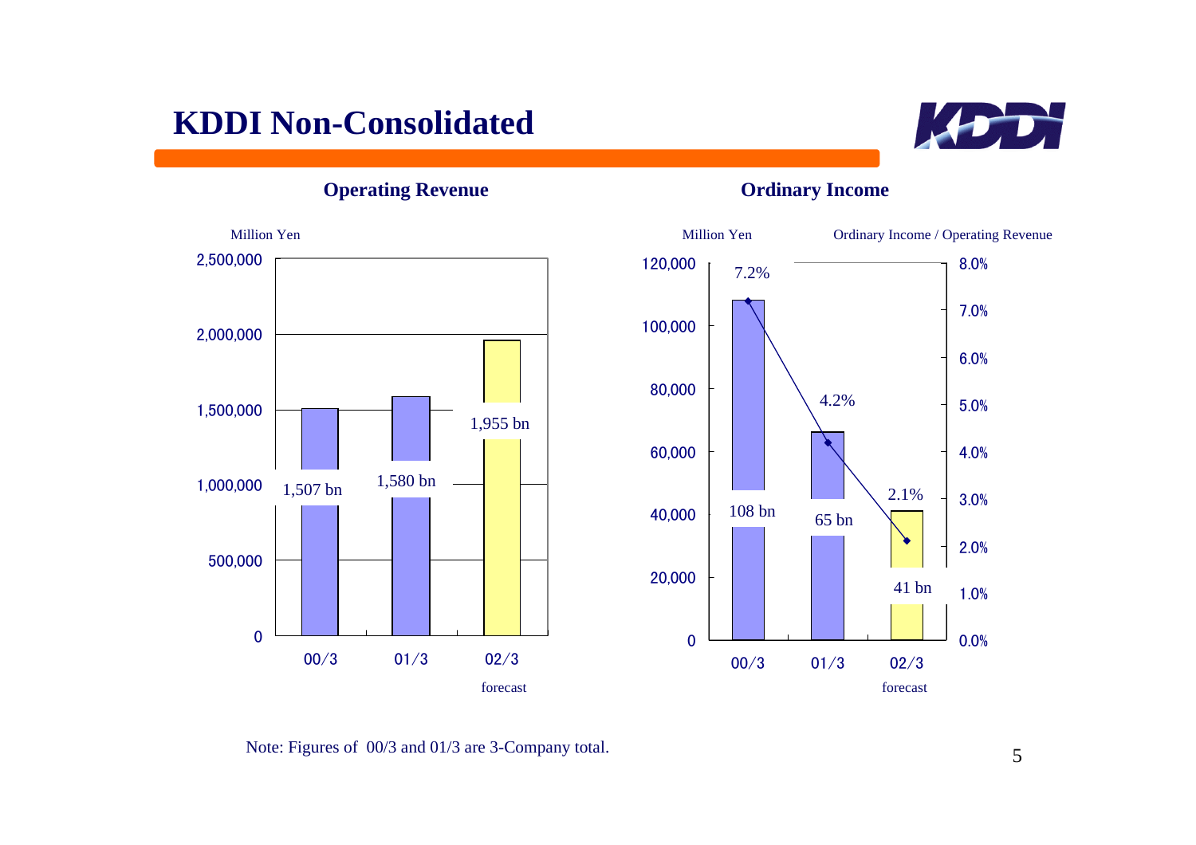# KDDI Non-Consolidated

## Operating Revenue

Million Yen

| | 00/3 | 01/3 | 02/3 forecast |
|---|---|---|---|
| Operating Revenue | 1,507 bn | 1,580 bn | 1,955 bn |

## Ordinary Income

Million Yen

| | 00/3 | 01/3 | 02/3 forecast |
|---|---|---|---|
| Ordinary Income | 108 bn | 65 bn | 41 bn |
| Ordinary Income / Operating Revenue | 7.2% | 4.2% | 2.1% |

Note: Figures of 00/3 and 01/3 are 3-Company total.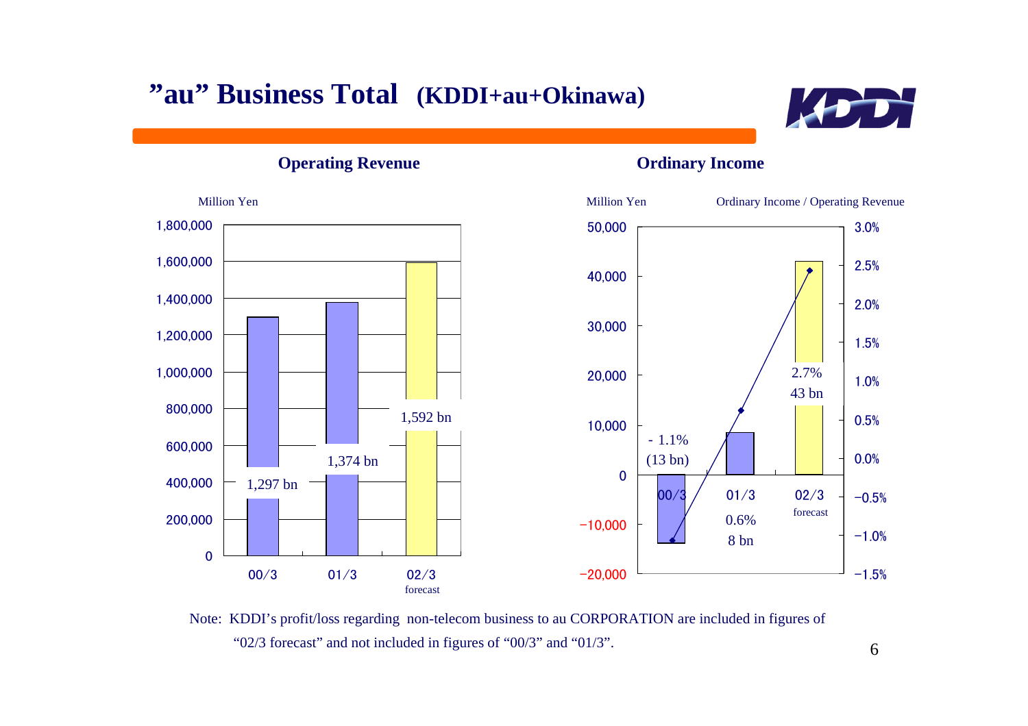# "au" Business Total (KDDI+au+Okinawa)

## Operating Revenue

Million Yen

| | 00/3 | 01/3 | 02/3 forecast |
|---|---|---|---|
| Operating Revenue | 1,297 bn | 1,374 bn | 1,592 bn |

## Ordinary Income

Million Yen / Ordinary Income / Operating Revenue

| | 00/3 | 01/3 | 02/3 forecast |
|---|---|---|---|
| Ordinary Income | (13 bn) | 8 bn | 43 bn |
| Ordinary Income / Operating Revenue | - 1.1% | 0.6% | 2.7% |

Note: KDDI's profit/loss regarding non-telecom business to au CORPORATION are included in figures of "02/3 forecast" and not included in figures of "00/3" and "01/3".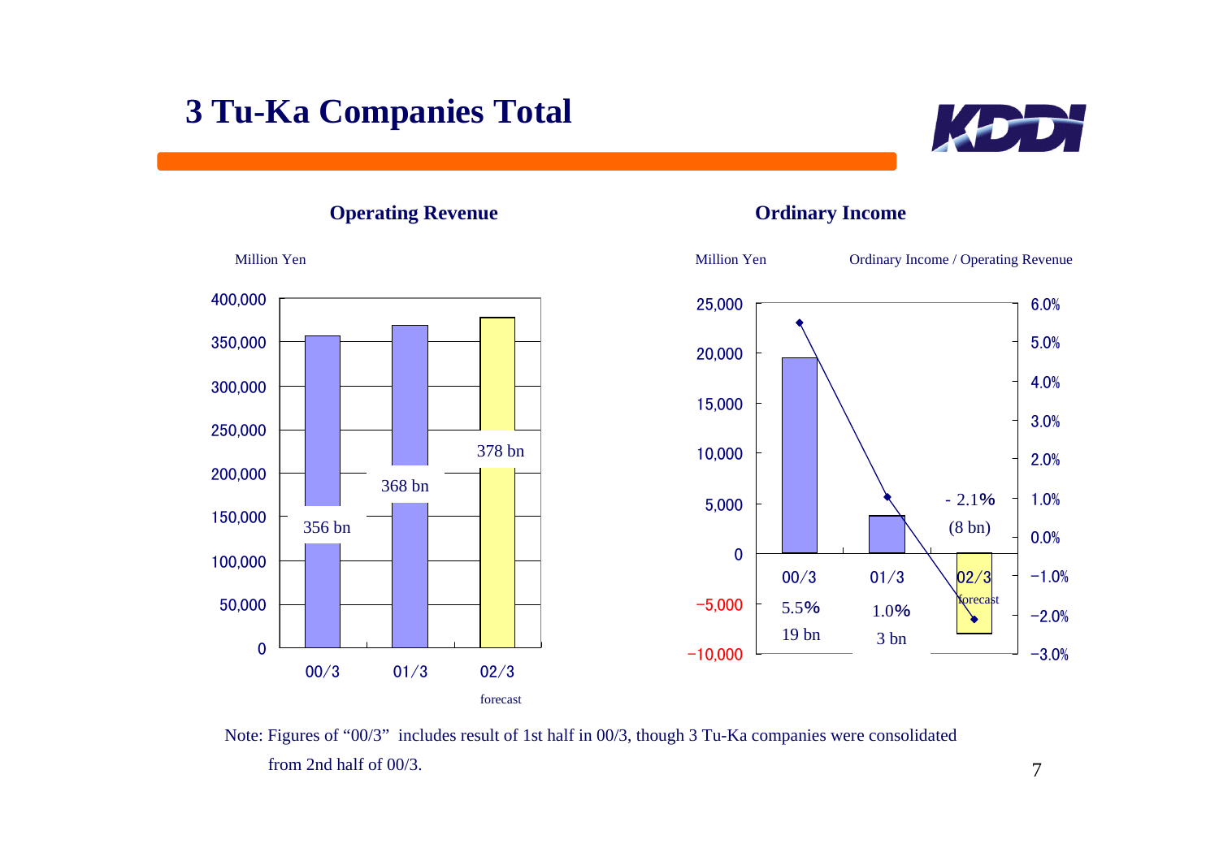# 3 Tu-Ka Companies Total

## Operating Revenue

Million Yen

| | 00/3 | 01/3 | 02/3 forecast |
|---|---|---|---|
| Operating Revenue | 356 bn | 368 bn | 378 bn |

## Ordinary Income

Million Yen — Ordinary Income / Operating Revenue

| | 00/3 | 01/3 | 02/3 forecast |
|---|---|---|---|
| Ordinary Income | 19 bn | 3 bn | (8 bn) |
| Ordinary Income / Operating Revenue | 5.5% | 1.0% | - 2.1% |

Note: Figures of "00/3" includes result of 1st half in 00/3, though 3 Tu-Ka companies were consolidated from 2nd half of 00/3.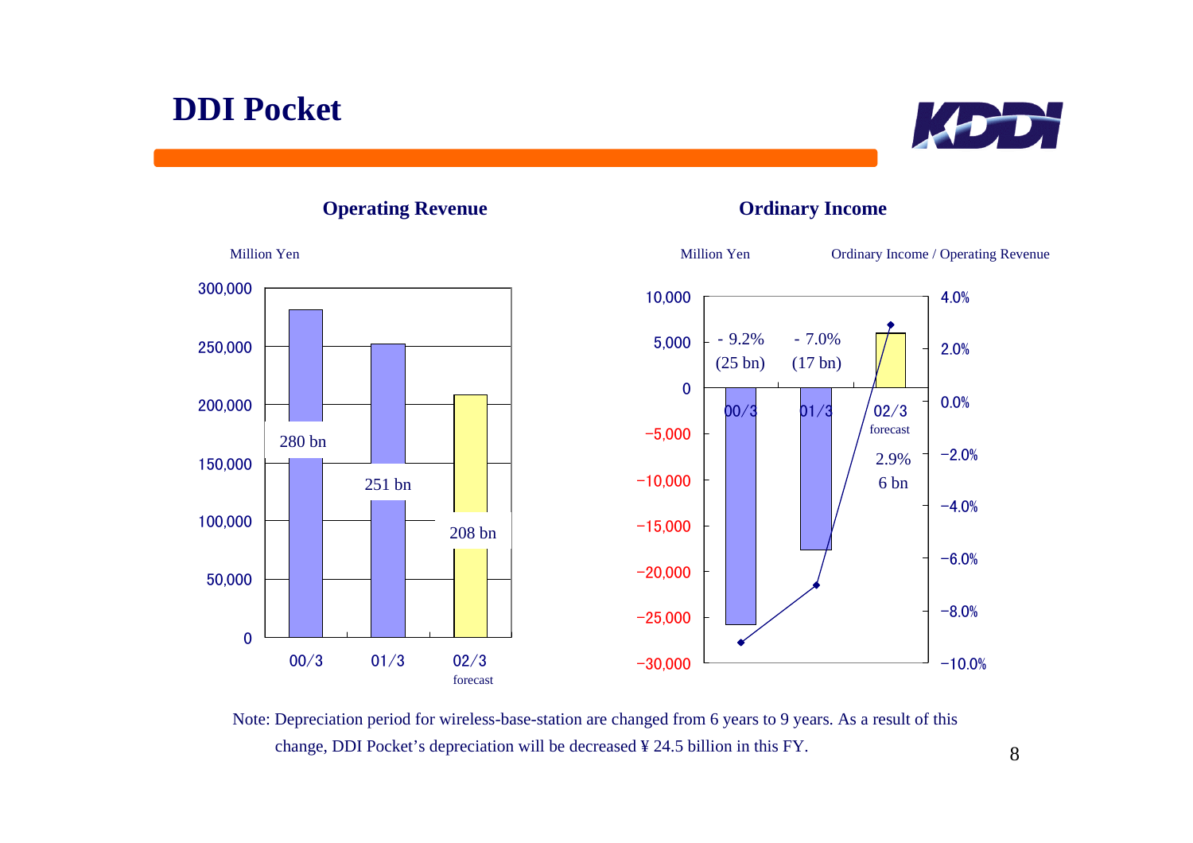# DDI Pocket

### Operating Revenue

Million Yen

| | 00/3 | 01/3 | 02/3 forecast |
|---|---|---|---|
| Operating Revenue | 280 bn | 251 bn | 208 bn |

### Ordinary Income

Million Yen — Ordinary Income / Operating Revenue

| | 00/3 | 01/3 | 02/3 forecast |
|---|---|---|---|
| Ordinary Income | (25 bn) | (17 bn) | 6 bn |
| Ordinary Income / Operating Revenue | - 9.2% | - 7.0% | 2.9% |

Note: Depreciation period for wireless-base-station are changed from 6 years to 9 years. As a result of this change, DDI Pocket's depreciation will be decreased ¥ 24.5 billion in this FY.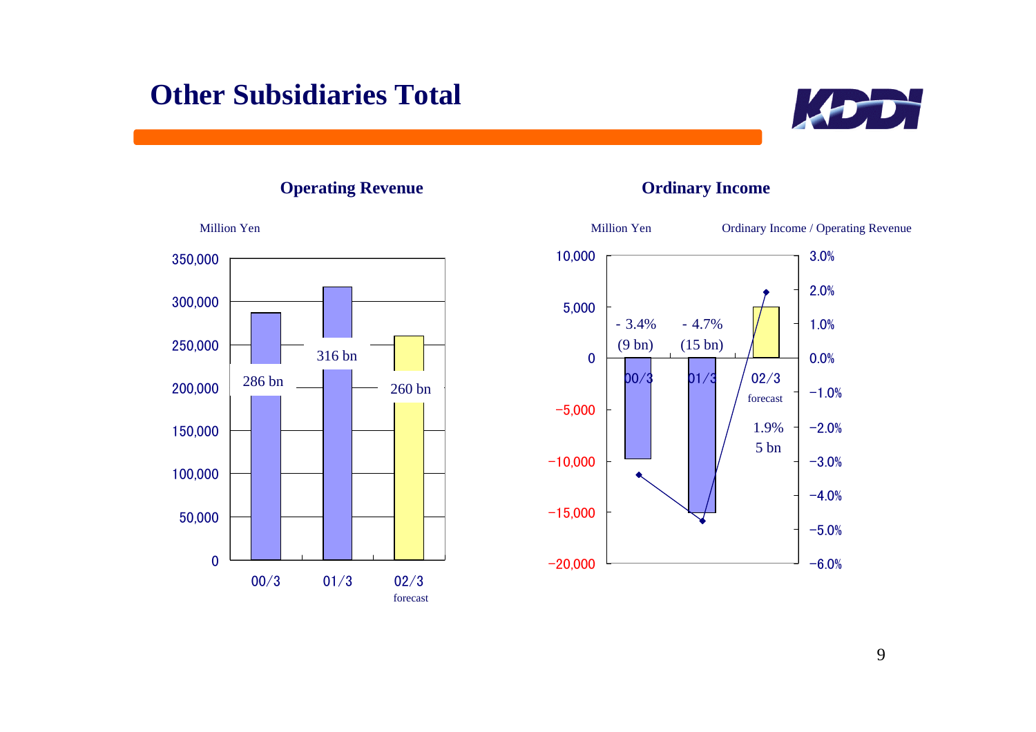# Other Subsidiaries Total

## Operating Revenue

Million Yen

| | 00/3 | 01/3 | 02/3 forecast |
|---|---|---|---|
| Operating Revenue | 286 bn | 316 bn | 260 bn |

## Ordinary Income

Million Yen — Ordinary Income / Operating Revenue

| | 00/3 | 01/3 | 02/3 forecast |
|---|---|---|---|
| Ordinary Income | (9 bn) | (15 bn) | 5 bn |
| Ordinary Income / Operating Revenue | - 3.4% | - 4.7% | 1.9% |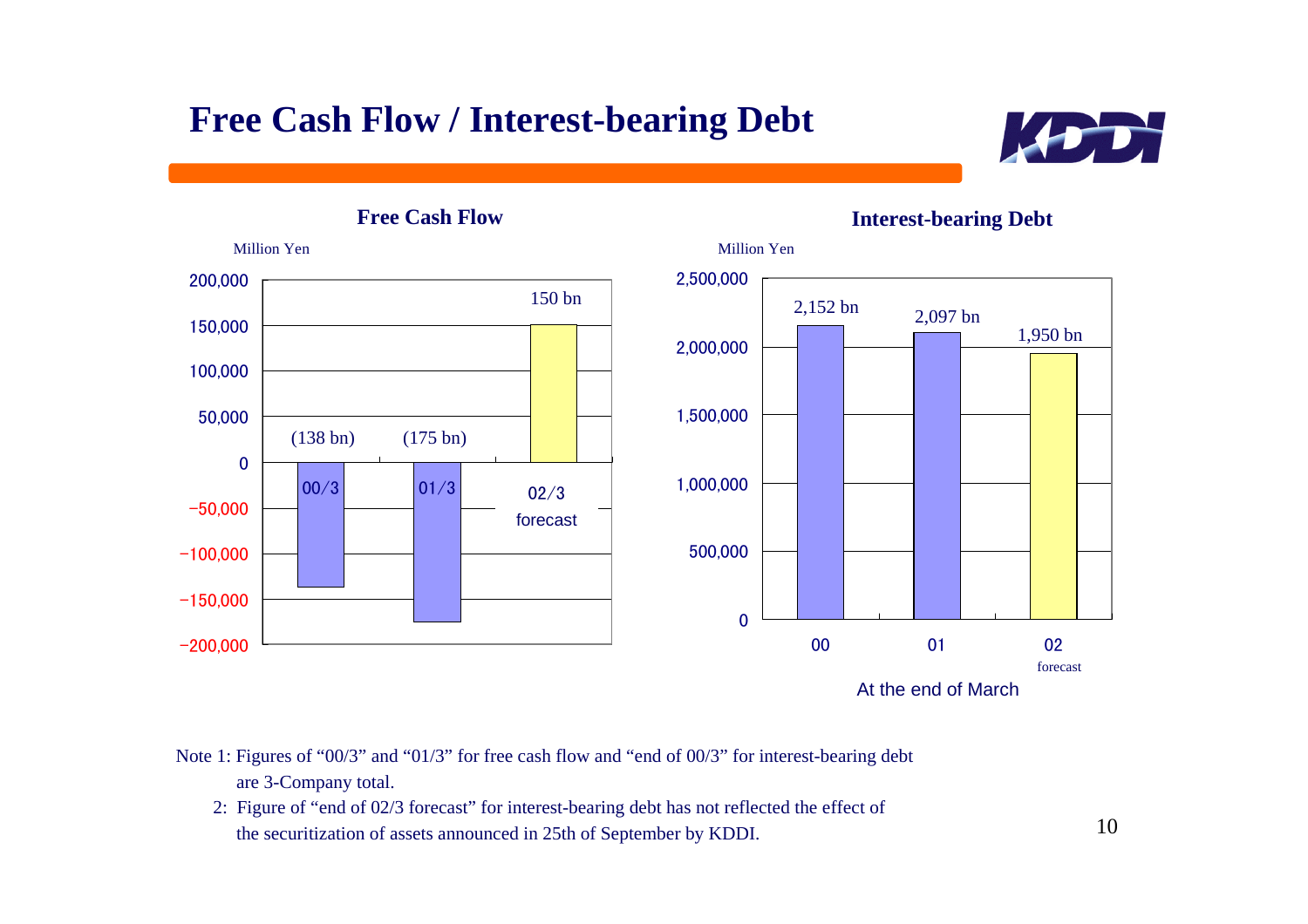# Free Cash Flow / Interest-bearing Debt

## Free Cash Flow

Million Yen

| | 00/3 | 01/3 | 02/3 forecast |
|---|---|---|---|
| Free Cash Flow | (138 bn) | (175 bn) | 150 bn |

## Interest-bearing Debt

Million Yen

| At the end of March | 00 | 01 | 02 forecast |
|---|---|---|---|
| Interest-bearing Debt | 2,152 bn | 2,097 bn | 1,950 bn |

Note 1: Figures of "00/3" and "01/3" for free cash flow and "end of 00/3" for interest-bearing debt are 3-Company total.

2: Figure of "end of 02/3 forecast" for interest-bearing debt has not reflected the effect of the securitization of assets announced in 25th of September by KDDI.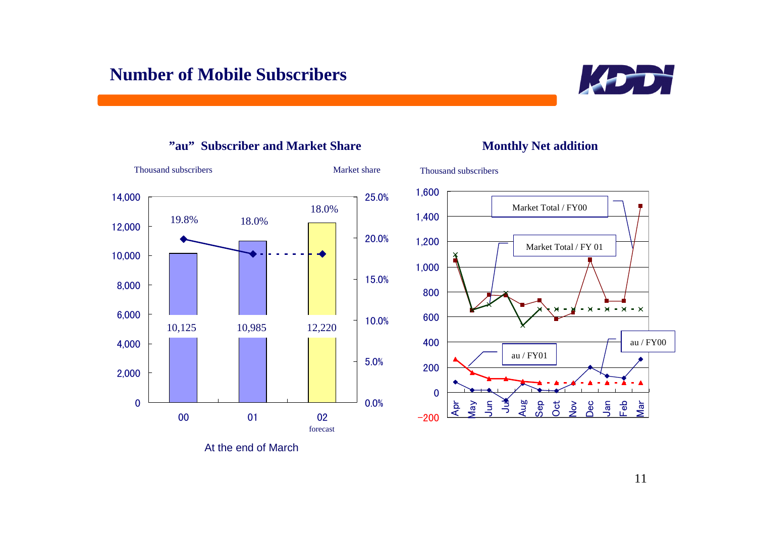# Number of Mobile Subscribers

## "au" Subscriber and Market Share

Thousand subscribers / Market share

| At the end of March | 00 | 01 | 02 forecast |
|---|---|---|---|
| Subscribers (thousand) | 10,125 | 10,985 | 12,220 |
| Market share | 19.8% | 18.0% | 18.0% |

## Monthly Net addition

Thousand subscribers

Series: Market Total / FY00, Market Total / FY 01, au / FY00, au / FY01

Months: Apr, May, Jun, Jul, Aug, Sep, Oct, Nov, Dec, Jan, Feb, Mar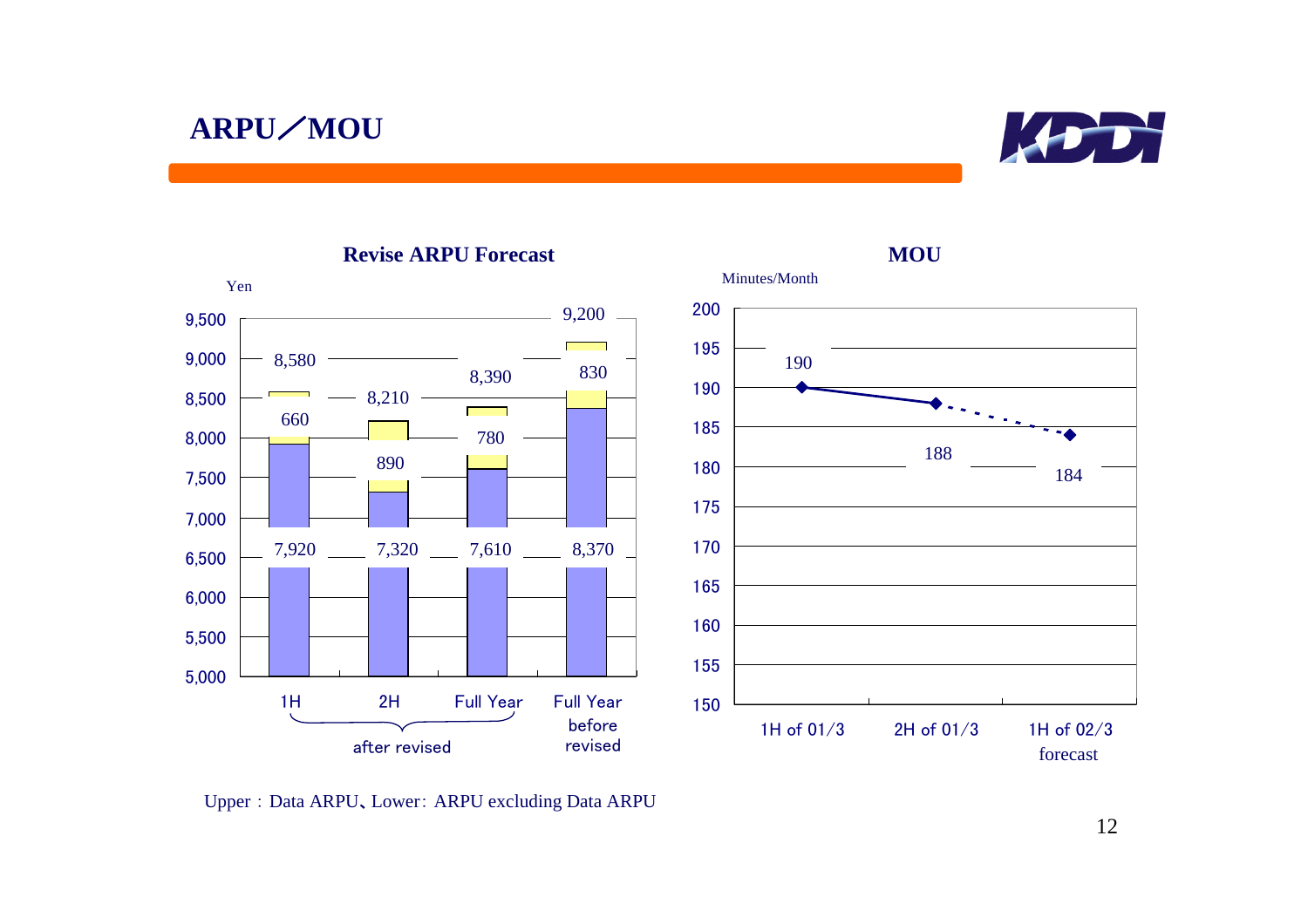# ARPU／MOU

## Revise ARPU Forecast

Yen

| | 1H | 2H | Full Year | Full Year before revised |
|---|---|---|---|---|
| Total | 8,580 | 8,210 | 8,390 | 9,200 |
| Upper: Data ARPU | 660 | 890 | 780 | 830 |
| Lower: ARPU excluding Data ARPU | 7,920 | 7,320 | 7,610 | 8,370 |

1H, 2H, Full Year: after revised

## MOU

Minutes/Month

| 1H of 01/3 | 2H of 01/3 | 1H of 02/3 forecast |
|---|---|---|
| 190 | 188 | 184 |

Upper：Data ARPU、Lower: ARPU excluding Data ARPU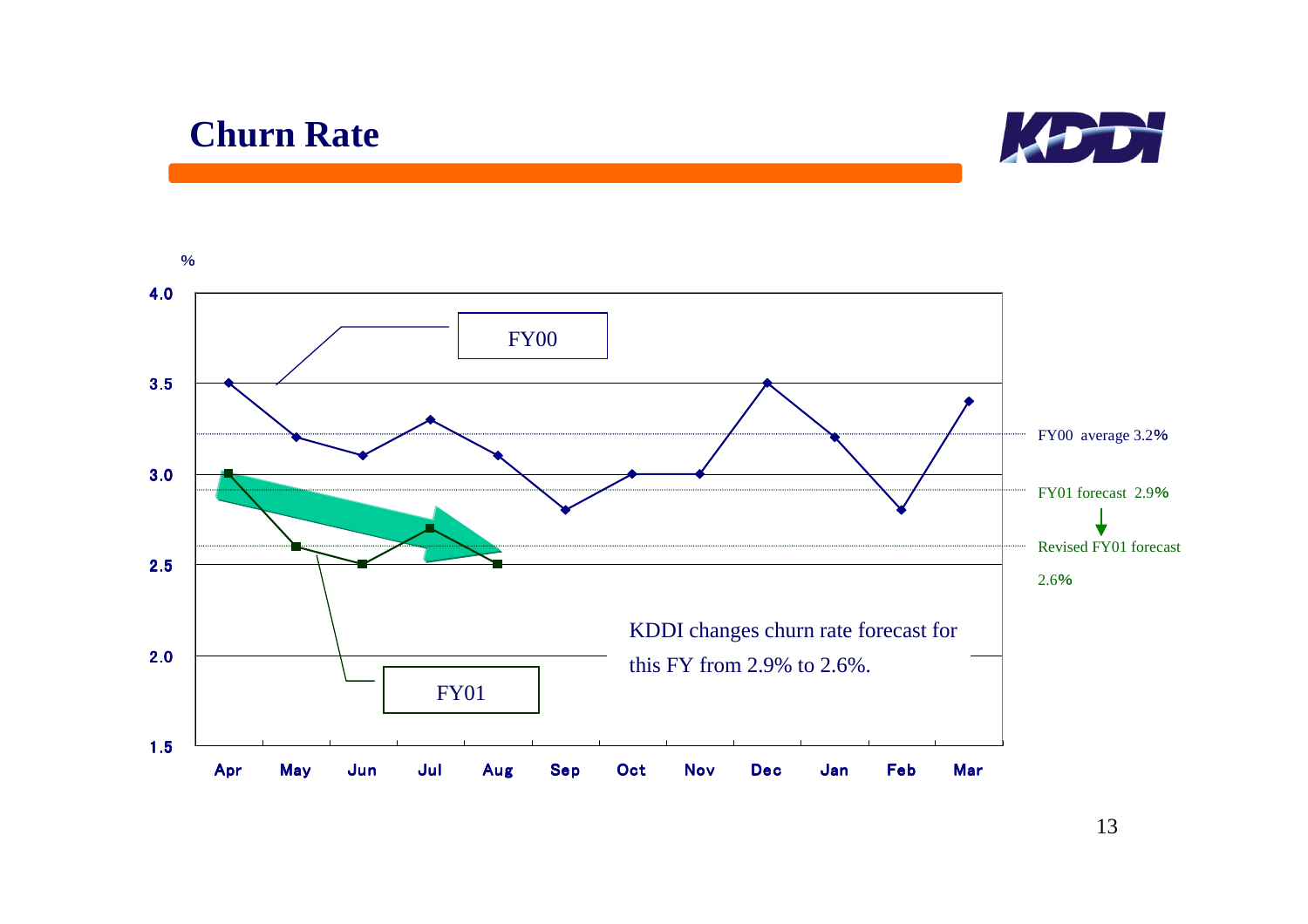# Churn Rate

%

| | Apr | May | Jun | Jul | Aug | Sep | Oct | Nov | Dec | Jan | Feb | Mar |
|---|---|---|---|---|---|---|---|---|---|---|---|---|
| FY00 | 3.5 | 3.2 | 3.1 | 3.3 | 3.1 | 2.8 | 3.0 | 3.0 | 3.5 | 3.2 | 2.8 | 3.4 |
| FY01 | 3.0 | 2.6 | 2.5 | 2.7 | 2.5 | | | | | | | |

FY00 average 3.2%

FY01 forecast 2.9%

Revised FY01 forecast 2.6%

KDDI changes churn rate forecast for this FY from 2.9% to 2.6%.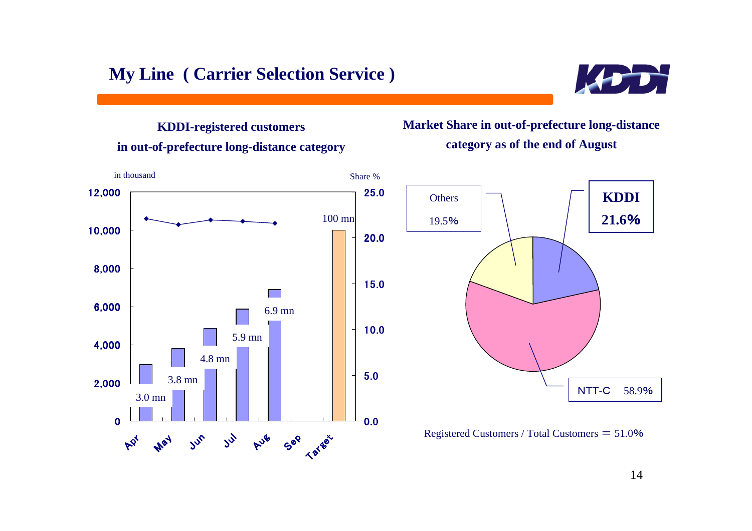# My Line ( Carrier Selection Service )

KDDI

## KDDI-registered customers in out-of-prefecture long-distance category

in thousand

Share %

12,000
10,000
8,000
6,000
4,000
2,000
0

25.0
20.0
15.0
10.0
5.0
0.0

3.0 mn
3.8 mn
4.8 mn
5.9 mn
6.9 mn
100 mn

Apr
May
Jun
Jul
Aug
Sep
Target

## Market Share in out-of-prefecture long-distance category as of the end of August

Others 19.5%

**KDDI 21.6%**

NTT-C 58.9%

Registered Customers / Total Customers ＝ 51.0%